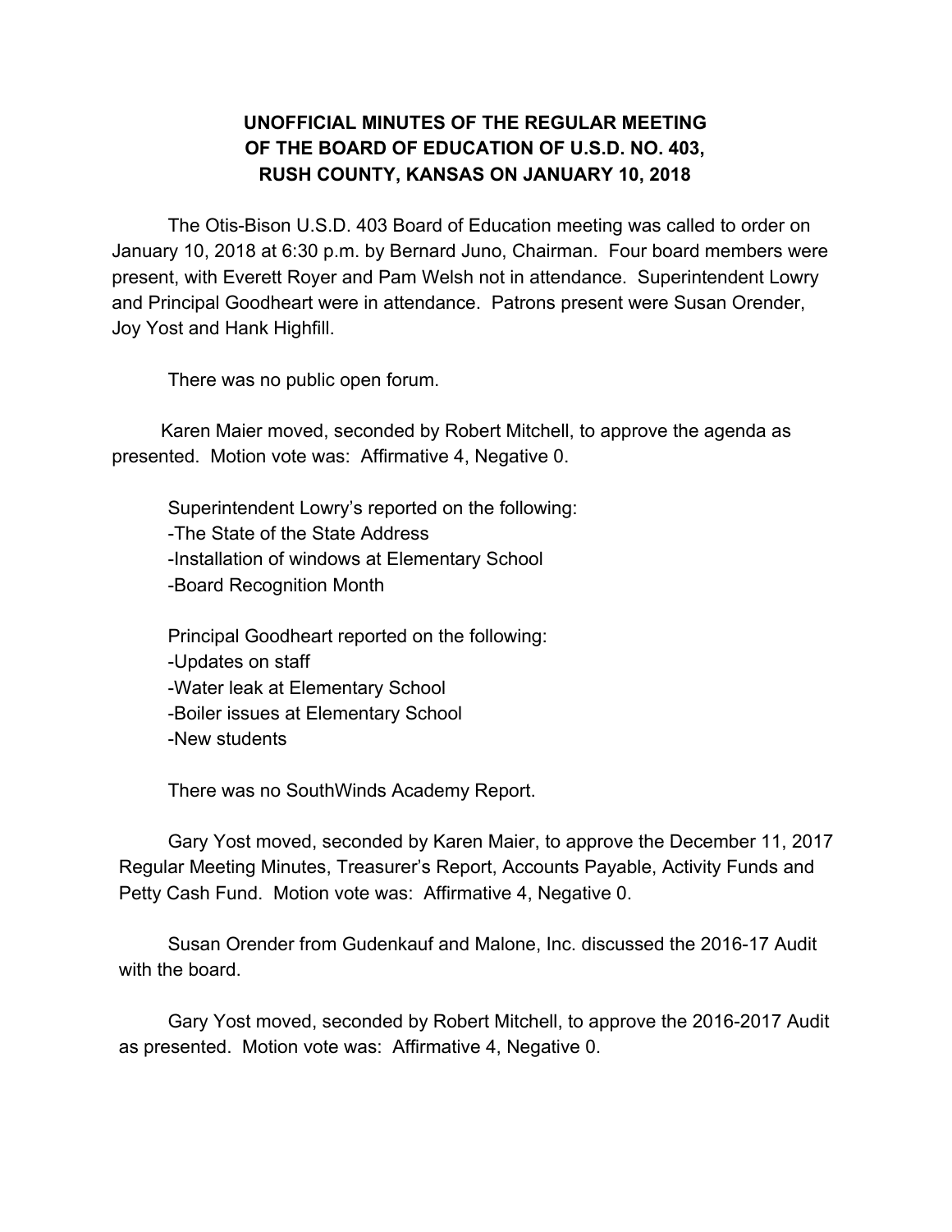# UNOFFICIAL MINUTES OF THE REGULAR MEETING OF THE BOARD OF EDUCATION OF U.S.D. NO. 403, RUSH COUNTY, KANSAS ON JANUARY 10, 2018

The Otis-Bison U.S.D. 403 Board of Education meeting was called to order on January 10, 2018 at 6:30 p.m. by Bernard Juno, Chairman. Four board members were present, with Everett Royer and Pam Welsh not in attendance. Superintendent Lowry and Principal Goodheart were in attendance. Patrons present were Susan Orender, Joy Yost and Hank Highfill.

There was no public open forum.

Karen Maier moved, seconded by Robert Mitchell, to approve the agenda as presented. Motion vote was: Affirmative 4, Negative 0.

Superintendent Lowry's reported on the following:
- The State of the State Address
- Installation of windows at Elementary School
- Board Recognition Month

Principal Goodheart reported on the following:
- Updates on staff
- Water leak at Elementary School
- Boiler issues at Elementary School
- New students

There was no SouthWinds Academy Report.

Gary Yost moved, seconded by Karen Maier, to approve the December 11, 2017 Regular Meeting Minutes, Treasurer's Report, Accounts Payable, Activity Funds and Petty Cash Fund. Motion vote was: Affirmative 4, Negative 0.

Susan Orender from Gudenkauf and Malone, Inc. discussed the 2016-17 Audit with the board.

Gary Yost moved, seconded by Robert Mitchell, to approve the 2016-2017 Audit as presented. Motion vote was: Affirmative 4, Negative 0.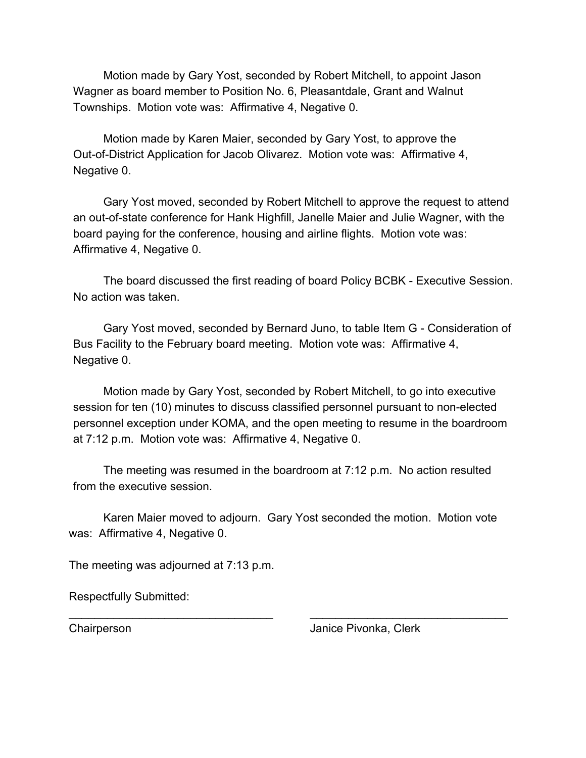Motion made by Gary Yost, seconded by Robert Mitchell, to appoint Jason Wagner as board member to Position No. 6, Pleasantdale, Grant and Walnut Townships. Motion vote was: Affirmative 4, Negative 0.

Motion made by Karen Maier, seconded by Gary Yost, to approve the Out-of-District Application for Jacob Olivarez. Motion vote was: Affirmative 4, Negative 0.

Gary Yost moved, seconded by Robert Mitchell to approve the request to attend an out-of-state conference for Hank Highfill, Janelle Maier and Julie Wagner, with the board paying for the conference, housing and airline flights. Motion vote was: Affirmative 4, Negative 0.

The board discussed the first reading of board Policy BCBK - Executive Session. No action was taken.

Gary Yost moved, seconded by Bernard Juno, to table Item G - Consideration of Bus Facility to the February board meeting. Motion vote was: Affirmative 4, Negative 0.

Motion made by Gary Yost, seconded by Robert Mitchell, to go into executive session for ten (10) minutes to discuss classified personnel pursuant to non-elected personnel exception under KOMA, and the open meeting to resume in the boardroom at 7:12 p.m. Motion vote was: Affirmative 4, Negative 0.

The meeting was resumed in the boardroom at 7:12 p.m. No action resulted from the executive session.

Karen Maier moved to adjourn. Gary Yost seconded the motion. Motion vote was: Affirmative 4, Negative 0.

The meeting was adjourned at 7:13 p.m.

Respectfully Submitted:

| | |
|---|---|
| _________________________________ | _________________________________ |
| Chairperson | Janice Pivonka, Clerk |